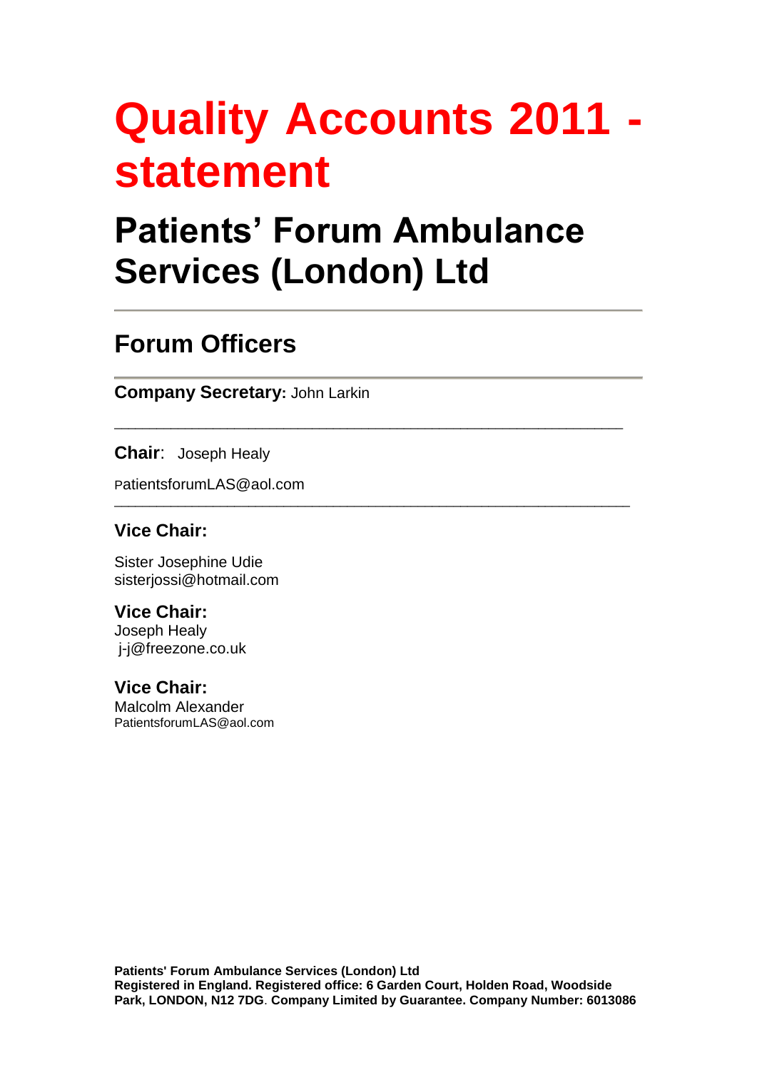# Quality Accounts 2011 - statement

# Patients' Forum Ambulance Services (London) Ltd

---

## Forum Officers

---

**Company Secretary:** John Larkin

---

**Chair**: Joseph Healy

PatientsforumLAS@aol.com

---

**Vice Chair:**

Sister Josephine Udie
sisterjossi@hotmail.com

**Vice Chair:**
Joseph Healy
j-j@freezone.co.uk

**Vice Chair:**
Malcolm Alexander
PatientsforumLAS@aol.com

**Patients' Forum Ambulance Services (London) Ltd**
**Registered in England. Registered office: 6 Garden Court, Holden Road, Woodside Park, LONDON, N12 7DG. Company Limited by Guarantee. Company Number: 6013086**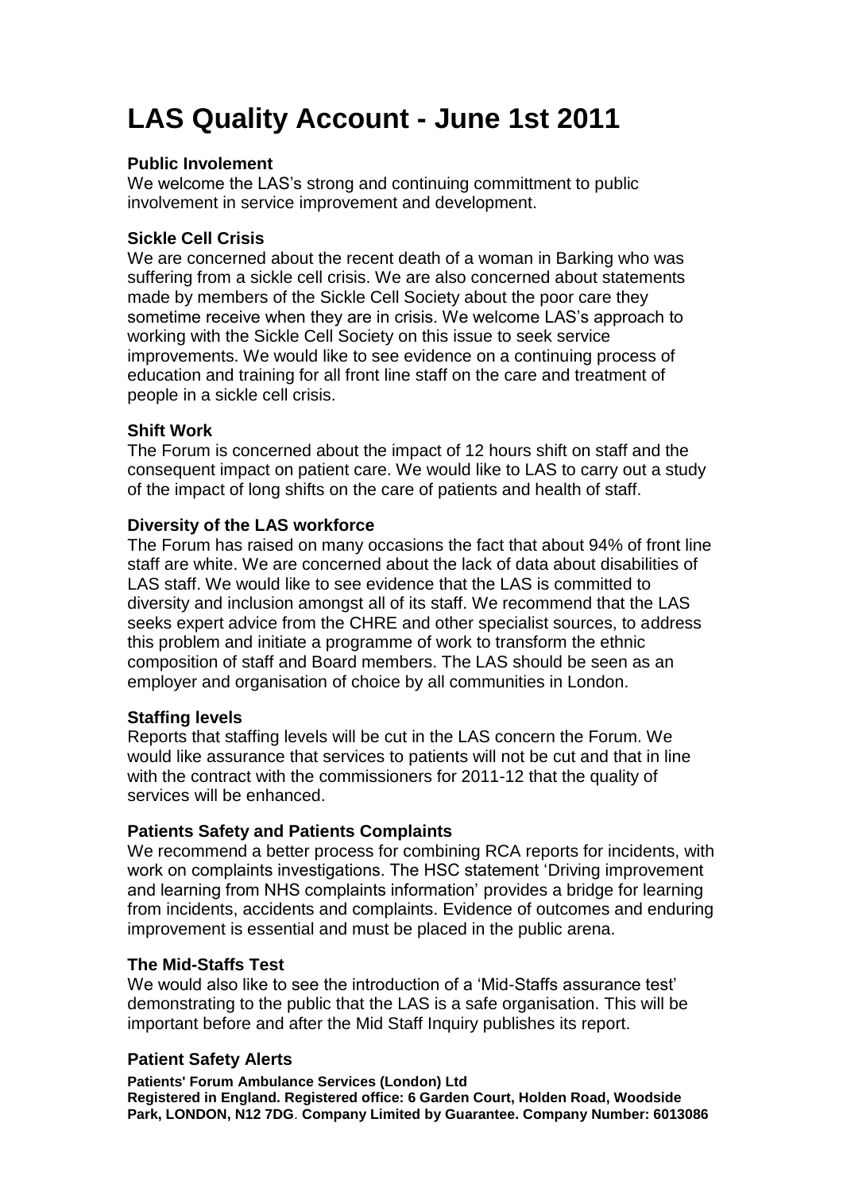# LAS Quality Account - June 1st 2011

**Public Involement**

We welcome the LAS's strong and continuing committment to public involvement in service improvement and development.

**Sickle Cell Crisis**

We are concerned about the recent death of a woman in Barking who was suffering from a sickle cell crisis. We are also concerned about statements made by members of the Sickle Cell Society about the poor care they sometime receive when they are in crisis. We welcome LAS's approach to working with the Sickle Cell Society on this issue to seek service improvements. We would like to see evidence on a continuing process of education and training for all front line staff on the care and treatment of people in a sickle cell crisis.

**Shift Work**

The Forum is concerned about the impact of 12 hours shift on staff and the consequent impact on patient care. We would like to LAS to carry out a study of the impact of long shifts on the care of patients and health of staff.

**Diversity of the LAS workforce**

The Forum has raised on many occasions the fact that about 94% of front line staff are white. We are concerned about the lack of data about disabilities of LAS staff. We would like to see evidence that the LAS is committed to diversity and inclusion amongst all of its staff. We recommend that the LAS seeks expert advice from the CHRE and other specialist sources, to address this problem and initiate a programme of work to transform the ethnic composition of staff and Board members. The LAS should be seen as an employer and organisation of choice by all communities in London.

**Staffing levels**

Reports that staffing levels will be cut in the LAS concern the Forum. We would like assurance that services to patients will not be cut and that in line with the contract with the commissioners for 2011-12 that the quality of services will be enhanced.

**Patients Safety and Patients Complaints**

We recommend a better process for combining RCA reports for incidents, with work on complaints investigations. The HSC statement 'Driving improvement and learning from NHS complaints information' provides a bridge for learning from incidents, accidents and complaints. Evidence of outcomes and enduring improvement is essential and must be placed in the public arena.

**The Mid-Staffs Test**

We would also like to see the introduction of a 'Mid-Staffs assurance test' demonstrating to the public that the LAS is a safe organisation. This will be important before and after the Mid Staff Inquiry publishes its report.

**Patient Safety Alerts**

**Patients' Forum Ambulance Services (London) Ltd**
**Registered in England. Registered office: 6 Garden Court, Holden Road, Woodside Park, LONDON, N12 7DG. Company Limited by Guarantee. Company Number: 6013086**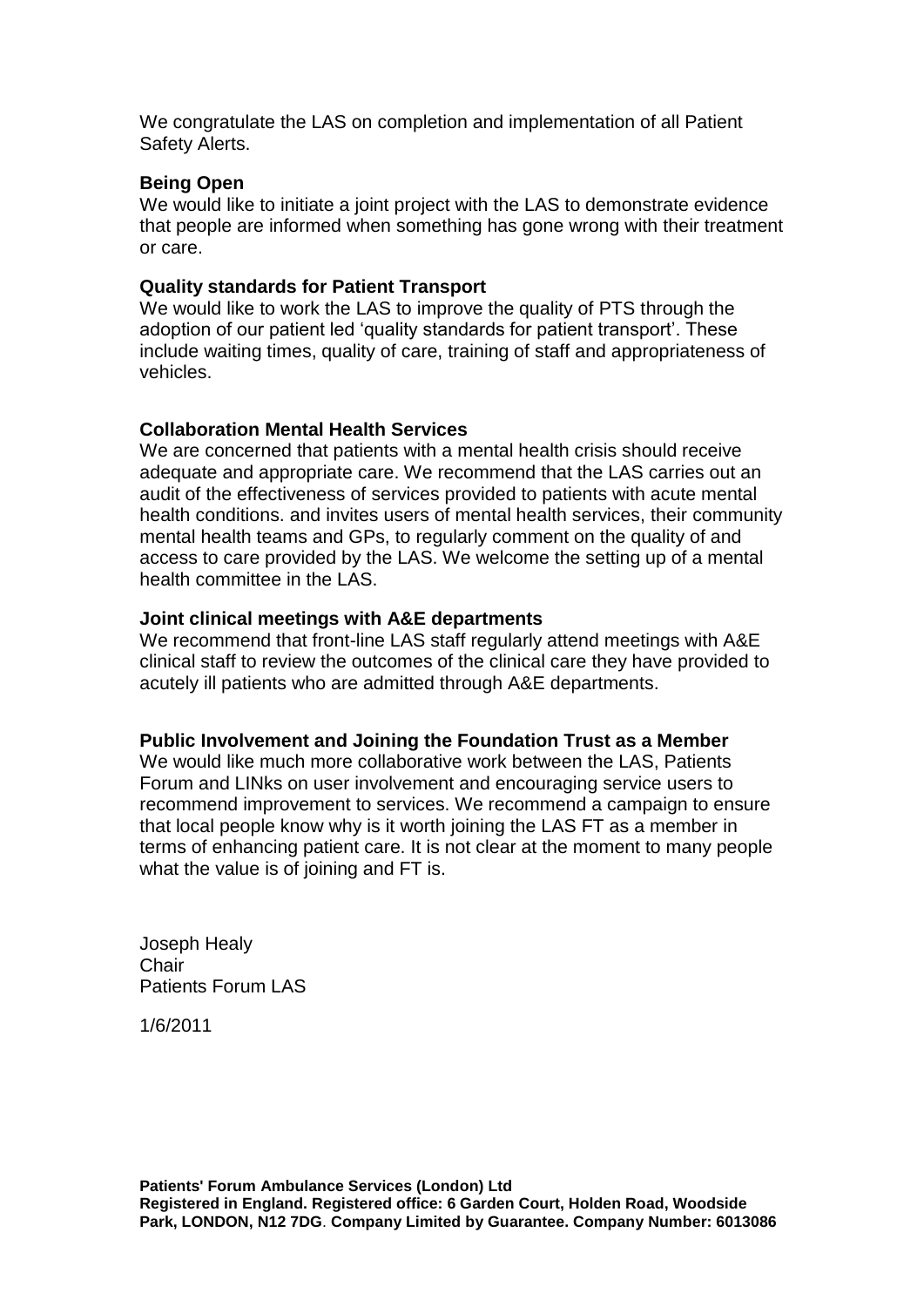We congratulate the LAS on completion and implementation of all Patient Safety Alerts.

**Being Open**

We would like to initiate a joint project with the LAS to demonstrate evidence that people are informed when something has gone wrong with their treatment or care.

**Quality standards for Patient Transport**

We would like to work the LAS to improve the quality of PTS through the adoption of our patient led 'quality standards for patient transport'. These include waiting times, quality of care, training of staff and appropriateness of vehicles.

**Collaboration Mental Health Services**

We are concerned that patients with a mental health crisis should receive adequate and appropriate care. We recommend that the LAS carries out an audit of the effectiveness of services provided to patients with acute mental health conditions. and invites users of mental health services, their community mental health teams and GPs, to regularly comment on the quality of and access to care provided by the LAS. We welcome the setting up of a mental health committee in the LAS.

**Joint clinical meetings with A&E departments**

We recommend that front-line LAS staff regularly attend meetings with A&E clinical staff to review the outcomes of the clinical care they have provided to acutely ill patients who are admitted through A&E departments.

**Public Involvement and Joining the Foundation Trust as a Member**

We would like much more collaborative work between the LAS, Patients Forum and LINks on user involvement and encouraging service users to recommend improvement to services. We recommend a campaign to ensure that local people know why is it worth joining the LAS FT as a member in terms of enhancing patient care. It is not clear at the moment to many people what the value is of joining and FT is.

Joseph Healy
Chair
Patients Forum LAS

1/6/2011

**Patients' Forum Ambulance Services (London) Ltd**
**Registered in England. Registered office: 6 Garden Court, Holden Road, Woodside Park, LONDON, N12 7DG. Company Limited by Guarantee. Company Number: 6013086**